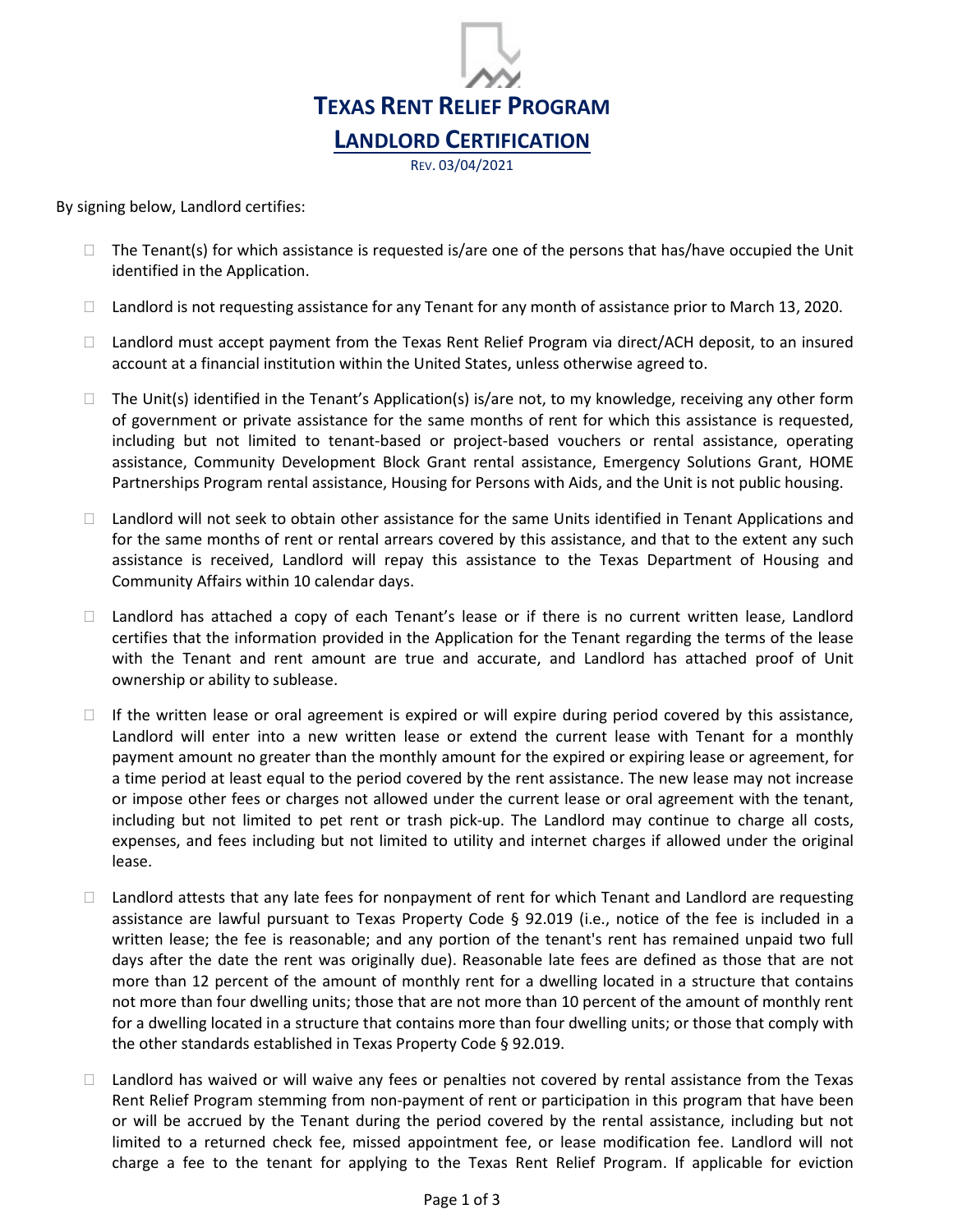# TEXAS RENT RELIEF PROGRAM

## LANDLORD CERTIFICATION

REV. 03/04/2021

By signing below, Landlord certifies:

- ☐ The Tenant(s) for which assistance is requested is/are one of the persons that has/have occupied the Unit identified in the Application.
- ☐ Landlord is not requesting assistance for any Tenant for any month of assistance prior to March 13, 2020.
- ☐ Landlord must accept payment from the Texas Rent Relief Program via direct/ACH deposit, to an insured account at a financial institution within the United States, unless otherwise agreed to.
- ☐ The Unit(s) identified in the Tenant's Application(s) is/are not, to my knowledge, receiving any other form of government or private assistance for the same months of rent for which this assistance is requested, including but not limited to tenant-based or project-based vouchers or rental assistance, operating assistance, Community Development Block Grant rental assistance, Emergency Solutions Grant, HOME Partnerships Program rental assistance, Housing for Persons with Aids, and the Unit is not public housing.
- ☐ Landlord will not seek to obtain other assistance for the same Units identified in Tenant Applications and for the same months of rent or rental arrears covered by this assistance, and that to the extent any such assistance is received, Landlord will repay this assistance to the Texas Department of Housing and Community Affairs within 10 calendar days.
- ☐ Landlord has attached a copy of each Tenant's lease or if there is no current written lease, Landlord certifies that the information provided in the Application for the Tenant regarding the terms of the lease with the Tenant and rent amount are true and accurate, and Landlord has attached proof of Unit ownership or ability to sublease.
- ☐ If the written lease or oral agreement is expired or will expire during period covered by this assistance, Landlord will enter into a new written lease or extend the current lease with Tenant for a monthly payment amount no greater than the monthly amount for the expired or expiring lease or agreement, for a time period at least equal to the period covered by the rent assistance. The new lease may not increase or impose other fees or charges not allowed under the current lease or oral agreement with the tenant, including but not limited to pet rent or trash pick-up. The Landlord may continue to charge all costs, expenses, and fees including but not limited to utility and internet charges if allowed under the original lease.
- ☐ Landlord attests that any late fees for nonpayment of rent for which Tenant and Landlord are requesting assistance are lawful pursuant to Texas Property Code § 92.019 (i.e., notice of the fee is included in a written lease; the fee is reasonable; and any portion of the tenant's rent has remained unpaid two full days after the date the rent was originally due). Reasonable late fees are defined as those that are not more than 12 percent of the amount of monthly rent for a dwelling located in a structure that contains not more than four dwelling units; those that are not more than 10 percent of the amount of monthly rent for a dwelling located in a structure that contains more than four dwelling units; or those that comply with the other standards established in Texas Property Code § 92.019.
- ☐ Landlord has waived or will waive any fees or penalties not covered by rental assistance from the Texas Rent Relief Program stemming from non-payment of rent or participation in this program that have been or will be accrued by the Tenant during the period covered by the rental assistance, including but not limited to a returned check fee, missed appointment fee, or lease modification fee. Landlord will not charge a fee to the tenant for applying to the Texas Rent Relief Program. If applicable for eviction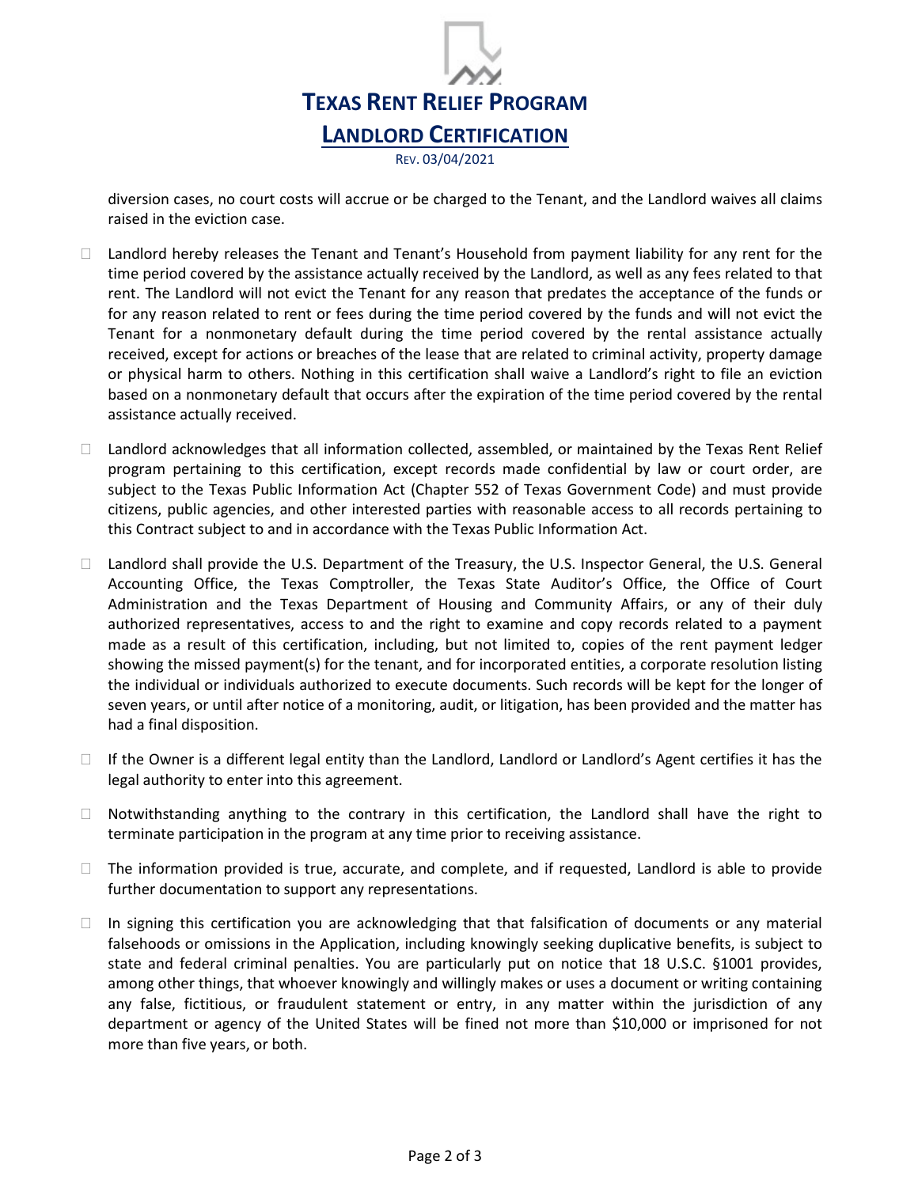# TEXAS RENT RELIEF PROGRAM

## LANDLORD CERTIFICATION

REV. 03/04/2021

diversion cases, no court costs will accrue or be charged to the Tenant, and the Landlord waives all claims raised in the eviction case.

- ☐ Landlord hereby releases the Tenant and Tenant's Household from payment liability for any rent for the time period covered by the assistance actually received by the Landlord, as well as any fees related to that rent. The Landlord will not evict the Tenant for any reason that predates the acceptance of the funds or for any reason related to rent or fees during the time period covered by the funds and will not evict the Tenant for a nonmonetary default during the time period covered by the rental assistance actually received, except for actions or breaches of the lease that are related to criminal activity, property damage or physical harm to others. Nothing in this certification shall waive a Landlord's right to file an eviction based on a nonmonetary default that occurs after the expiration of the time period covered by the rental assistance actually received.

- ☐ Landlord acknowledges that all information collected, assembled, or maintained by the Texas Rent Relief program pertaining to this certification, except records made confidential by law or court order, are subject to the Texas Public Information Act (Chapter 552 of Texas Government Code) and must provide citizens, public agencies, and other interested parties with reasonable access to all records pertaining to this Contract subject to and in accordance with the Texas Public Information Act.

- ☐ Landlord shall provide the U.S. Department of the Treasury, the U.S. Inspector General, the U.S. General Accounting Office, the Texas Comptroller, the Texas State Auditor's Office, the Office of Court Administration and the Texas Department of Housing and Community Affairs, or any of their duly authorized representatives, access to and the right to examine and copy records related to a payment made as a result of this certification, including, but not limited to, copies of the rent payment ledger showing the missed payment(s) for the tenant, and for incorporated entities, a corporate resolution listing the individual or individuals authorized to execute documents. Such records will be kept for the longer of seven years, or until after notice of a monitoring, audit, or litigation, has been provided and the matter has had a final disposition.

- ☐ If the Owner is a different legal entity than the Landlord, Landlord or Landlord's Agent certifies it has the legal authority to enter into this agreement.

- ☐ Notwithstanding anything to the contrary in this certification, the Landlord shall have the right to terminate participation in the program at any time prior to receiving assistance.

- ☐ The information provided is true, accurate, and complete, and if requested, Landlord is able to provide further documentation to support any representations.

- ☐ In signing this certification you are acknowledging that that falsification of documents or any material falsehoods or omissions in the Application, including knowingly seeking duplicative benefits, is subject to state and federal criminal penalties. You are particularly put on notice that 18 U.S.C. §1001 provides, among other things, that whoever knowingly and willingly makes or uses a document or writing containing any false, fictitious, or fraudulent statement or entry, in any matter within the jurisdiction of any department or agency of the United States will be fined not more than $10,000 or imprisoned for not more than five years, or both.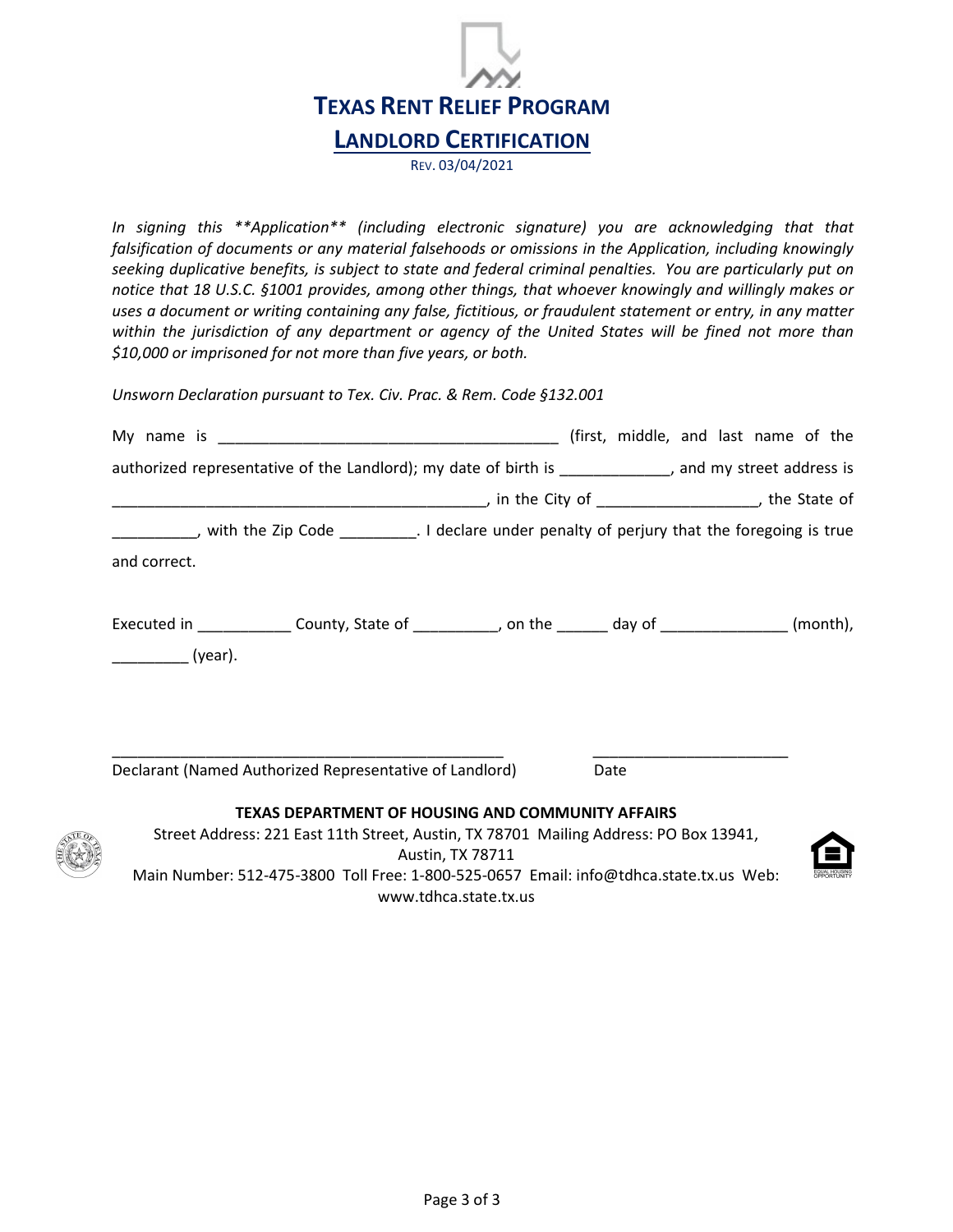# TEXAS RENT RELIEF PROGRAM

## LANDLORD CERTIFICATION

REV. 03/04/2021

*In signing this **Application** (including electronic signature) you are acknowledging that that falsification of documents or any material falsehoods or omissions in the Application, including knowingly seeking duplicative benefits, is subject to state and federal criminal penalties. You are particularly put on notice that 18 U.S.C. §1001 provides, among other things, that whoever knowingly and willingly makes or uses a document or writing containing any false, fictitious, or fraudulent statement or entry, in any matter within the jurisdiction of any department or agency of the United States will be fined not more than $10,000 or imprisoned for not more than five years, or both.*

*Unsworn Declaration pursuant to Tex. Civ. Prac. & Rem. Code §132.001*

My name is ________________________________________ (first, middle, and last name of the authorized representative of the Landlord); my date of birth is _____________, and my street address is ____________________________________________, in the City of ___________________, the State of __________, with the Zip Code _________. I declare under penalty of perjury that the foregoing is true and correct.

Executed in ___________ County, State of __________, on the ______ day of _______________ (month), _________ (year).

_______________________________________________ &nbsp;&nbsp;&nbsp;&nbsp;&nbsp;&nbsp; _______________________

Declarant (Named Authorized Representative of Landlord) &nbsp;&nbsp;&nbsp;&nbsp;&nbsp;&nbsp; Date

**TEXAS DEPARTMENT OF HOUSING AND COMMUNITY AFFAIRS**

Street Address: 221 East 11th Street, Austin, TX 78701 Mailing Address: PO Box 13941, Austin, TX 78711

Main Number: 512-475-3800 Toll Free: 1-800-525-0657 Email: info@tdhca.state.tx.us Web: www.tdhca.state.tx.us